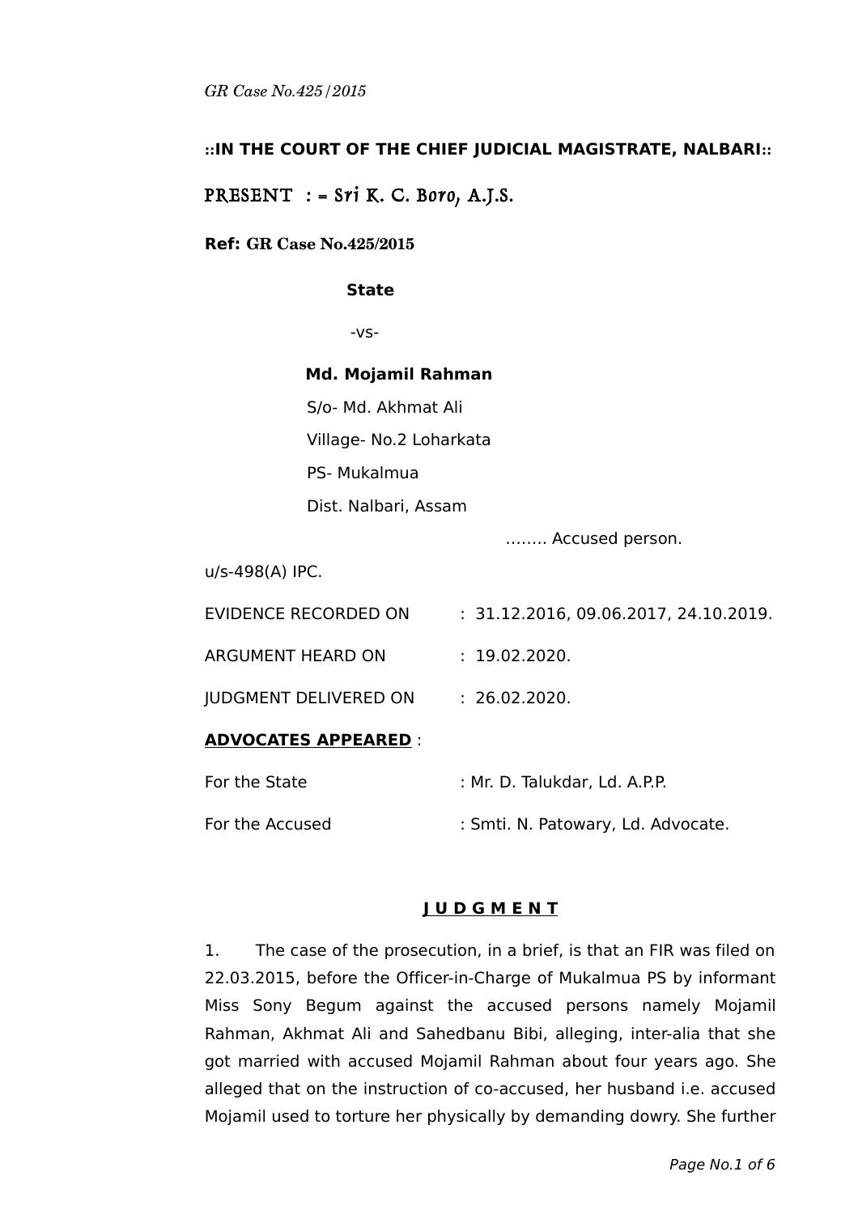*GR Case No.425/2015*

**::IN THE COURT OF THE CHIEF JUDICIAL MAGISTRATE, NALBARI::**

PRESENT : = Sri K. C. Boro, A.J.S.

**Ref: GR Case No.425/2015**

**State**

-vs-

**Md. Mojamil Rahman**
S/o- Md. Akhmat Ali
Village- No.2 Loharkata
PS- Mukalmua
Dist. Nalbari, Assam

........ Accused person.

u/s-498(A) IPC.

EVIDENCE RECORDED ON : 31.12.2016, 09.06.2017, 24.10.2019.

ARGUMENT HEARD ON : 19.02.2020.

JUDGMENT DELIVERED ON : 26.02.2020.

**ADVOCATES APPEARED** :

For the State : Mr. D. Talukdar, Ld. A.P.P.

For the Accused : Smti. N. Patowary, Ld. Advocate.

## J U D G M E N T

1. The case of the prosecution, in a brief, is that an FIR was filed on 22.03.2015, before the Officer-in-Charge of Mukalmua PS by informant Miss Sony Begum against the accused persons namely Mojamil Rahman, Akhmat Ali and Sahedbanu Bibi, alleging, inter-alia that she got married with accused Mojamil Rahman about four years ago. She alleged that on the instruction of co-accused, her husband i.e. accused Mojamil used to torture her physically by demanding dowry. She further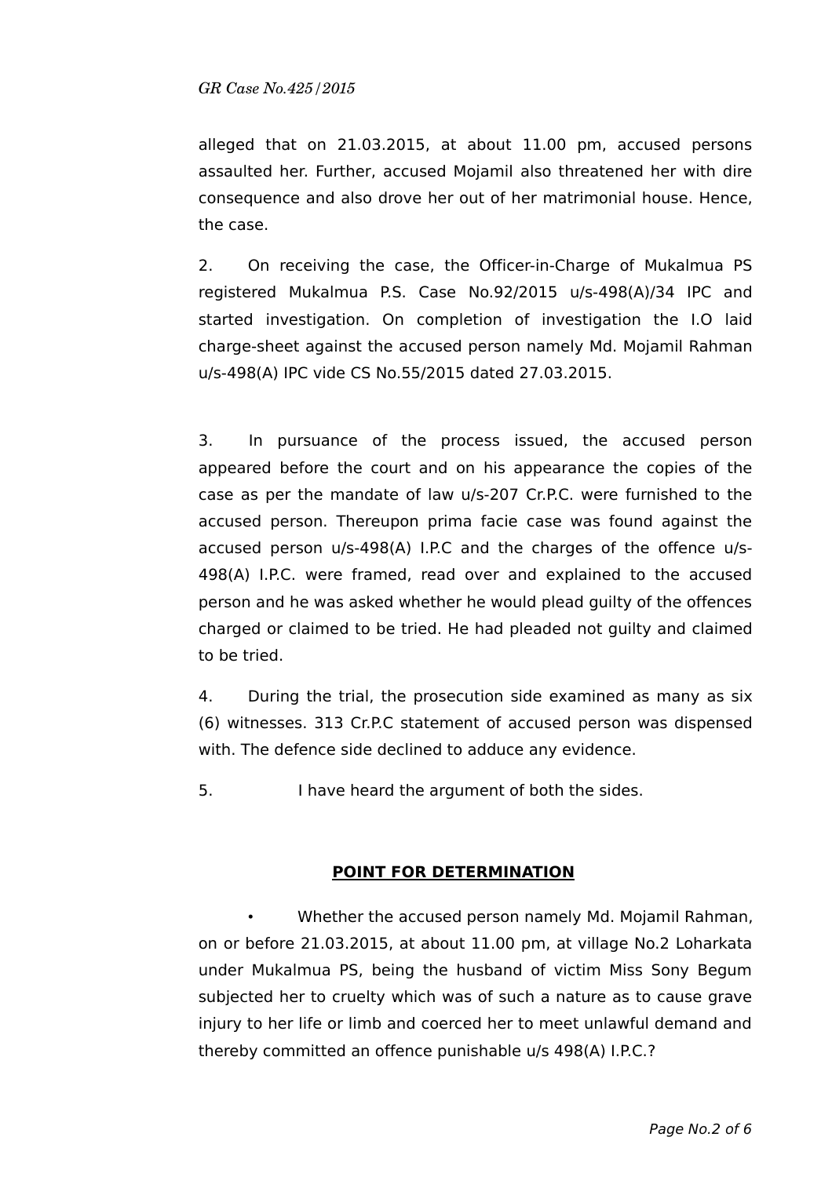alleged that on 21.03.2015, at about 11.00 pm, accused persons assaulted her. Further, accused Mojamil also threatened her with dire consequence and also drove her out of her matrimonial house. Hence, the case.

2. On receiving the case, the Officer-in-Charge of Mukalmua PS registered Mukalmua P.S. Case No.92/2015 u/s-498(A)/34 IPC and started investigation. On completion of investigation the I.O laid charge-sheet against the accused person namely Md. Mojamil Rahman u/s-498(A) IPC vide CS No.55/2015 dated 27.03.2015.

3. In pursuance of the process issued, the accused person appeared before the court and on his appearance the copies of the case as per the mandate of law u/s-207 Cr.P.C. were furnished to the accused person. Thereupon prima facie case was found against the accused person u/s-498(A) I.P.C and the charges of the offence u/s-498(A) I.P.C. were framed, read over and explained to the accused person and he was asked whether he would plead guilty of the offences charged or claimed to be tried. He had pleaded not guilty and claimed to be tried.

4. During the trial, the prosecution side examined as many as six (6) witnesses. 313 Cr.P.C statement of accused person was dispensed with. The defence side declined to adduce any evidence.

5. I have heard the argument of both the sides.

## POINT FOR DETERMINATION

- Whether the accused person namely Md. Mojamil Rahman, on or before 21.03.2015, at about 11.00 pm, at village No.2 Loharkata under Mukalmua PS, being the husband of victim Miss Sony Begum subjected her to cruelty which was of such a nature as to cause grave injury to her life or limb and coerced her to meet unlawful demand and thereby committed an offence punishable u/s 498(A) I.P.C.?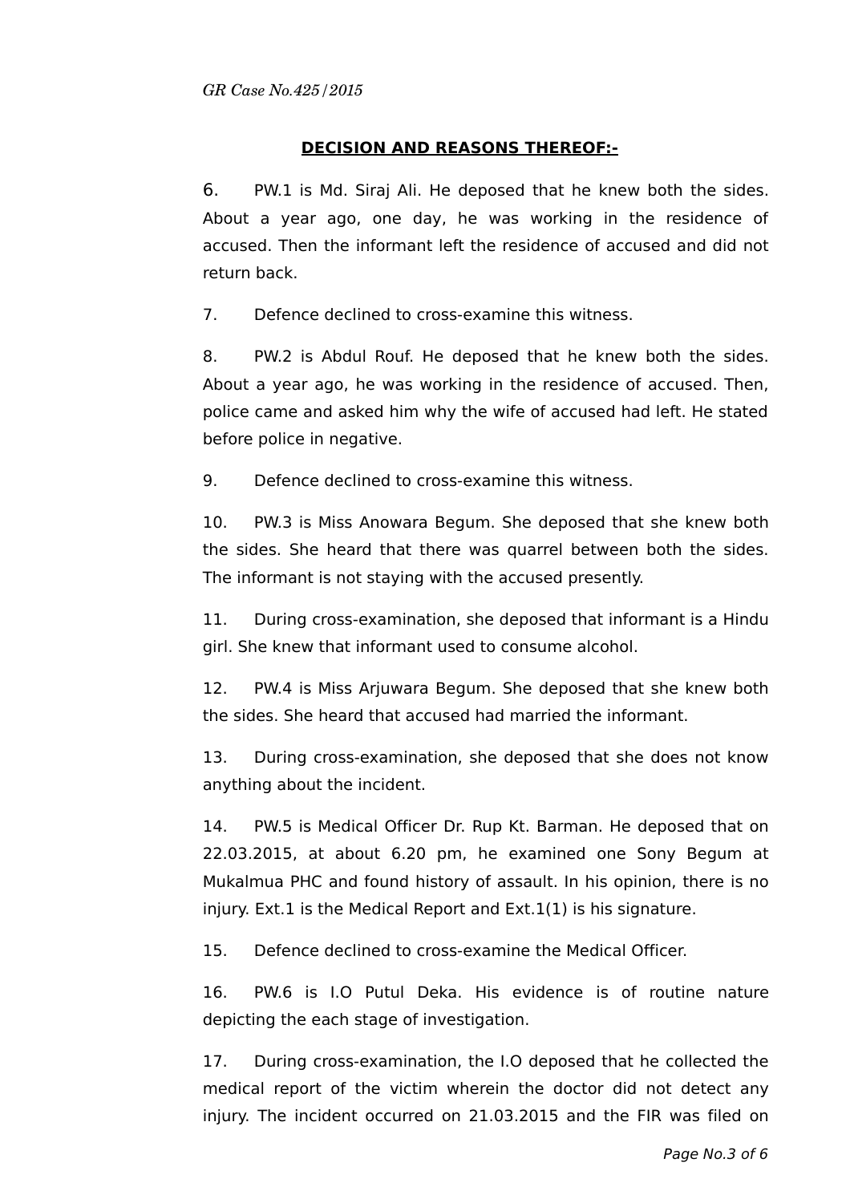## DECISION AND REASONS THEREOF:-

6. PW.1 is Md. Siraj Ali. He deposed that he knew both the sides. About a year ago, one day, he was working in the residence of accused. Then the informant left the residence of accused and did not return back.

7. Defence declined to cross-examine this witness.

8. PW.2 is Abdul Rouf. He deposed that he knew both the sides. About a year ago, he was working in the residence of accused. Then, police came and asked him why the wife of accused had left. He stated before police in negative.

9. Defence declined to cross-examine this witness.

10. PW.3 is Miss Anowara Begum. She deposed that she knew both the sides. She heard that there was quarrel between both the sides. The informant is not staying with the accused presently.

11. During cross-examination, she deposed that informant is a Hindu girl. She knew that informant used to consume alcohol.

12. PW.4 is Miss Arjuwara Begum. She deposed that she knew both the sides. She heard that accused had married the informant.

13. During cross-examination, she deposed that she does not know anything about the incident.

14. PW.5 is Medical Officer Dr. Rup Kt. Barman. He deposed that on 22.03.2015, at about 6.20 pm, he examined one Sony Begum at Mukalmua PHC and found history of assault. In his opinion, there is no injury. Ext.1 is the Medical Report and Ext.1(1) is his signature.

15. Defence declined to cross-examine the Medical Officer.

16. PW.6 is I.O Putul Deka. His evidence is of routine nature depicting the each stage of investigation.

17. During cross-examination, the I.O deposed that he collected the medical report of the victim wherein the doctor did not detect any injury. The incident occurred on 21.03.2015 and the FIR was filed on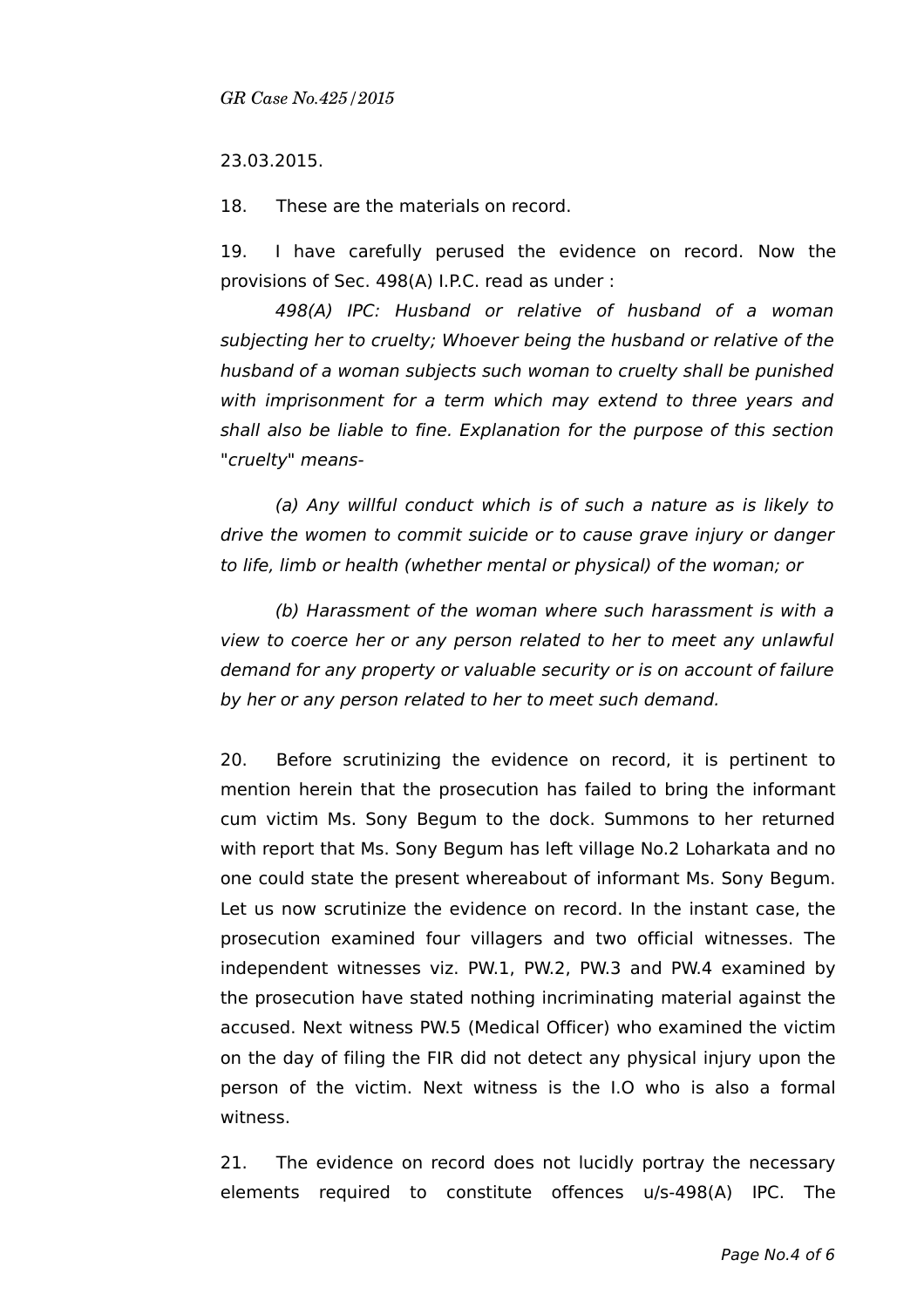23.03.2015.

18. These are the materials on record.

19. I have carefully perused the evidence on record. Now the provisions of Sec. 498(A) I.P.C. read as under :

*498(A) IPC: Husband or relative of husband of a woman subjecting her to cruelty; Whoever being the husband or relative of the husband of a woman subjects such woman to cruelty shall be punished with imprisonment for a term which may extend to three years and shall also be liable to fine. Explanation for the purpose of this section "cruelty" means-*

*(a) Any willful conduct which is of such a nature as is likely to drive the women to commit suicide or to cause grave injury or danger to life, limb or health (whether mental or physical) of the woman; or*

*(b) Harassment of the woman where such harassment is with a view to coerce her or any person related to her to meet any unlawful demand for any property or valuable security or is on account of failure by her or any person related to her to meet such demand.*

20. Before scrutinizing the evidence on record, it is pertinent to mention herein that the prosecution has failed to bring the informant cum victim Ms. Sony Begum to the dock. Summons to her returned with report that Ms. Sony Begum has left village No.2 Loharkata and no one could state the present whereabout of informant Ms. Sony Begum. Let us now scrutinize the evidence on record. In the instant case, the prosecution examined four villagers and two official witnesses. The independent witnesses viz. PW.1, PW.2, PW.3 and PW.4 examined by the prosecution have stated nothing incriminating material against the accused. Next witness PW.5 (Medical Officer) who examined the victim on the day of filing the FIR did not detect any physical injury upon the person of the victim. Next witness is the I.O who is also a formal witness.

21. The evidence on record does not lucidly portray the necessary elements required to constitute offences u/s-498(A) IPC. The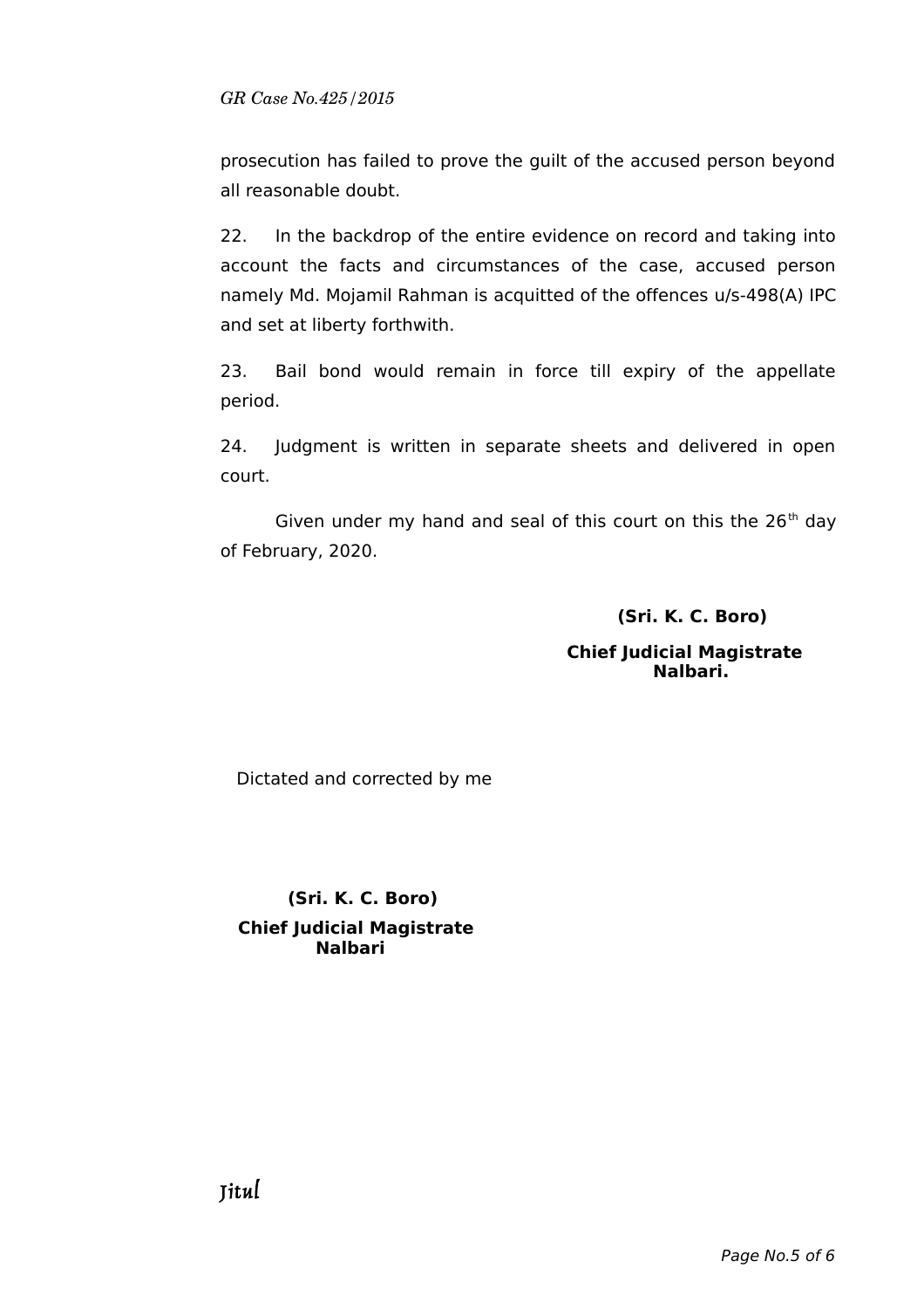prosecution has failed to prove the guilt of the accused person beyond all reasonable doubt.

22. In the backdrop of the entire evidence on record and taking into account the facts and circumstances of the case, accused person namely Md. Mojamil Rahman is acquitted of the offences u/s-498(A) IPC and set at liberty forthwith.

23. Bail bond would remain in force till expiry of the appellate period.

24. Judgment is written in separate sheets and delivered in open court.

Given under my hand and seal of this court on this the 26th day of February, 2020.

**(Sri. K. C. Boro)**

**Chief Judicial Magistrate**
**Nalbari.**

Dictated and corrected by me

**(Sri. K. C. Boro)**

**Chief Judicial Magistrate**
**Nalbari**

Jitul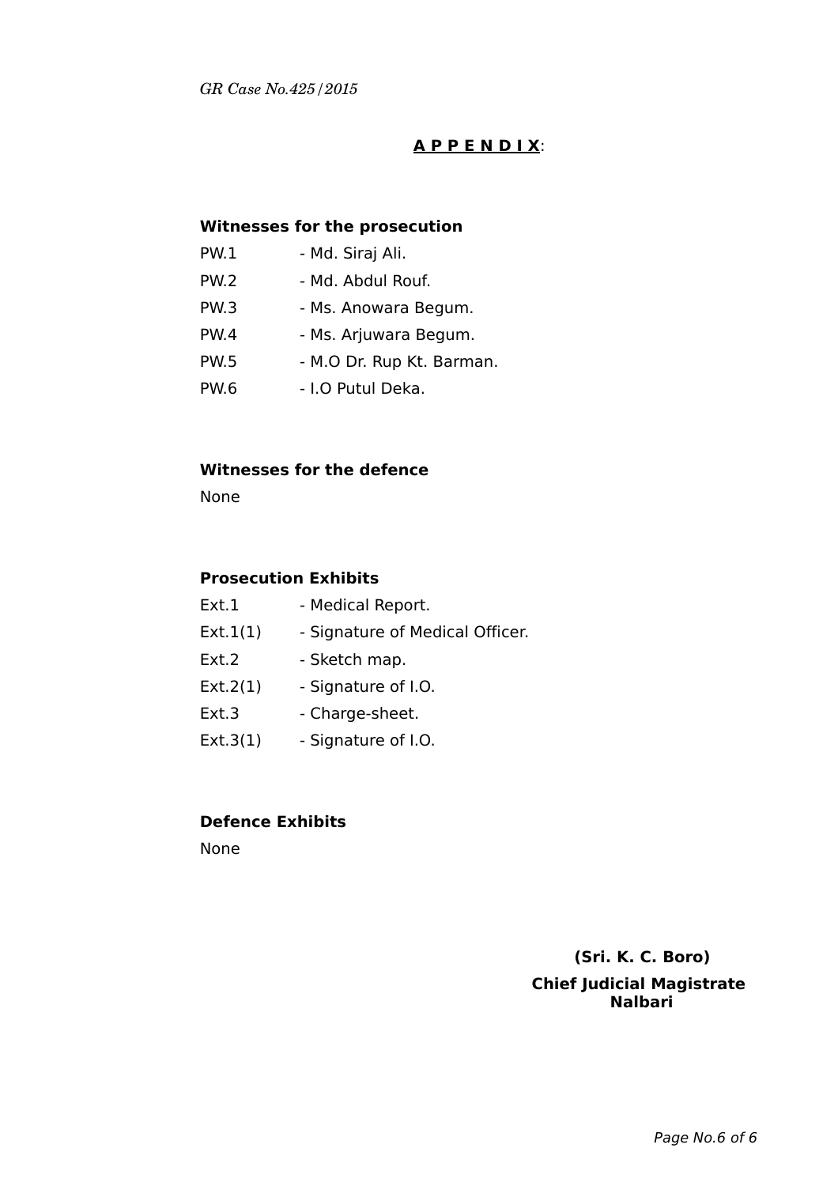## A P P E N D I X:

### Witnesses for the prosecution

| | |
|---|---|
| PW.1 | - Md. Siraj Ali. |
| PW.2 | - Md. Abdul Rouf. |
| PW.3 | - Ms. Anowara Begum. |
| PW.4 | - Ms. Arjuwara Begum. |
| PW.5 | - M.O Dr. Rup Kt. Barman. |
| PW.6 | - I.O Putul Deka. |

### Witnesses for the defence

None

### Prosecution Exhibits

| | |
|---|---|
| Ext.1 | - Medical Report. |
| Ext.1(1) | - Signature of Medical Officer. |
| Ext.2 | - Sketch map. |
| Ext.2(1) | - Signature of I.O. |
| Ext.3 | - Charge-sheet. |
| Ext.3(1) | - Signature of I.O. |

### Defence Exhibits

None

**(Sri. K. C. Boro)**
**Chief Judicial Magistrate**
**Nalbari**